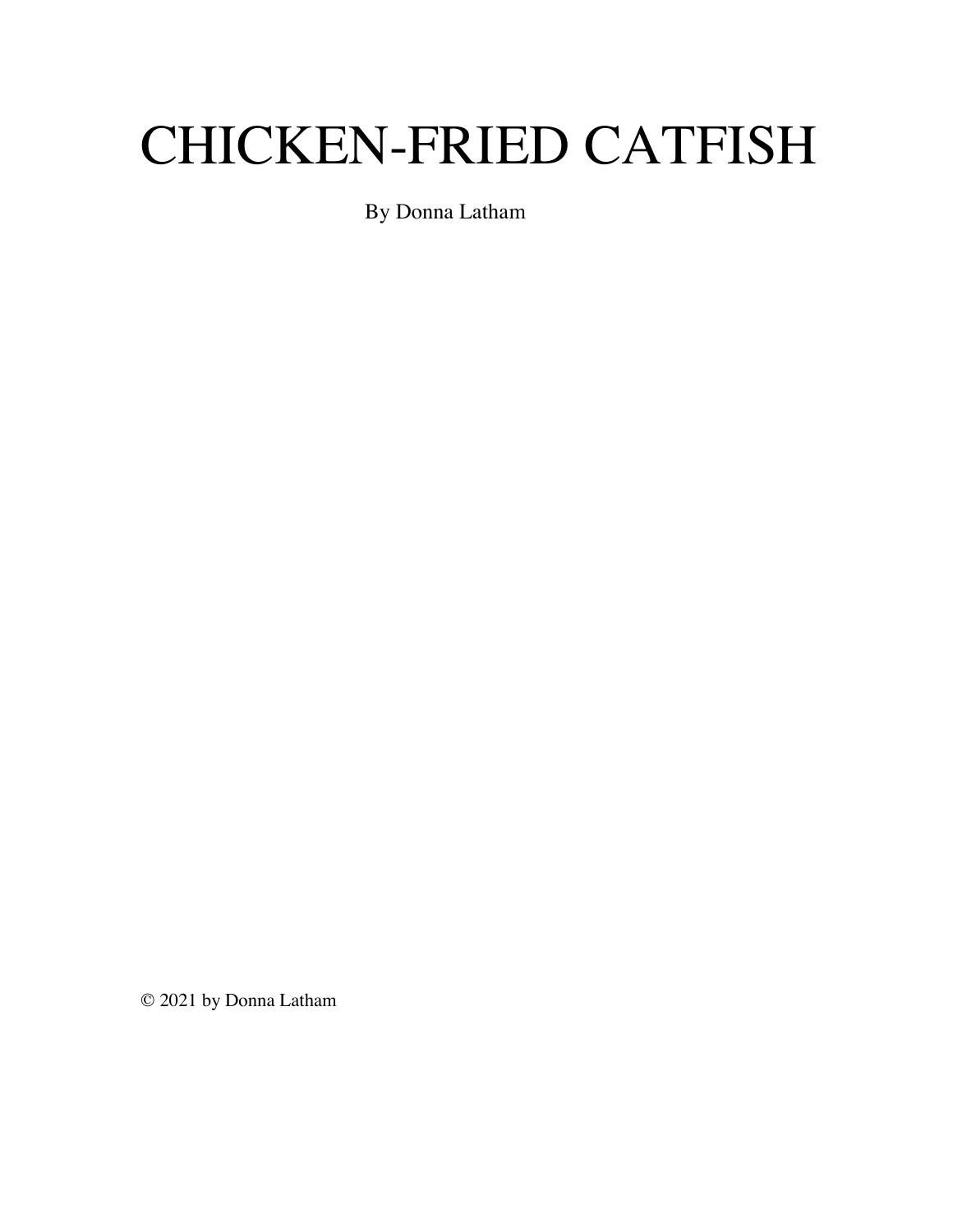# CHICKEN-FRIED CATFISH

By Donna Latham

© 2021 by Donna Latham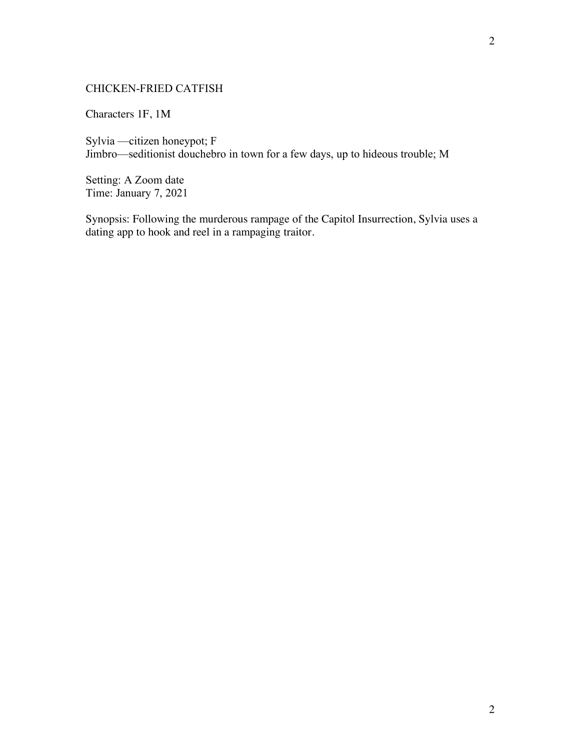CHICKEN-FRIED CATFISH

Characters 1F, 1M

Sylvia —citizen honeypot; F
Jimbro—seditionist douchebro in town for a few days, up to hideous trouble; M

Setting: A Zoom date
Time: January 7, 2021

Synopsis: Following the murderous rampage of the Capitol Insurrection, Sylvia uses a dating app to hook and reel in a rampaging traitor.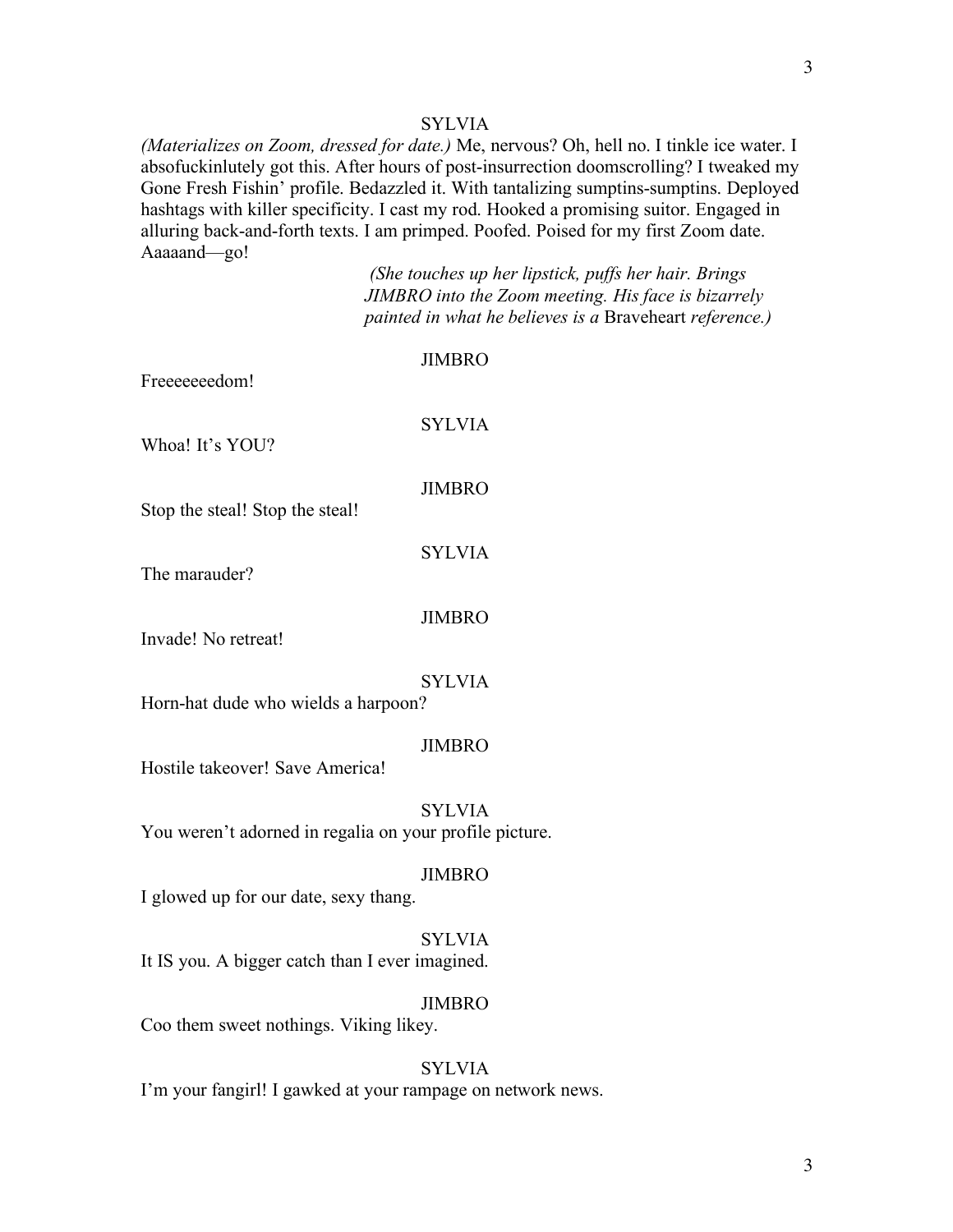SYLVIA

*(Materializes on Zoom, dressed for date.)* Me, nervous? Oh, hell no. I tinkle ice water. I absofuckinlutely got this. After hours of post-insurrection doomscrolling? I tweaked my Gone Fresh Fishin' profile. Bedazzled it. With tantalizing sumptins-sumptins. Deployed hashtags with killer specificity. I cast my rod. Hooked a promising suitor. Engaged in alluring back-and-forth texts. I am primped. Poofed. Poised for my first Zoom date. Aaaaand—go!

*(She touches up her lipstick, puffs her hair. Brings JIMBRO into the Zoom meeting. His face is bizarrely painted in what he believes is a* Braveheart *reference.)*

JIMBRO

Freeeeeeedom!

SYLVIA

Whoa! It's YOU?

JIMBRO

Stop the steal! Stop the steal!

SYLVIA

The marauder?

JIMBRO

Invade! No retreat!

SYLVIA

Horn-hat dude who wields a harpoon?

JIMBRO

Hostile takeover! Save America!

SYLVIA

You weren't adorned in regalia on your profile picture.

JIMBRO

I glowed up for our date, sexy thang.

SYLVIA

It IS you. A bigger catch than I ever imagined.

JIMBRO

Coo them sweet nothings. Viking likey.

SYLVIA

I'm your fangirl! I gawked at your rampage on network news.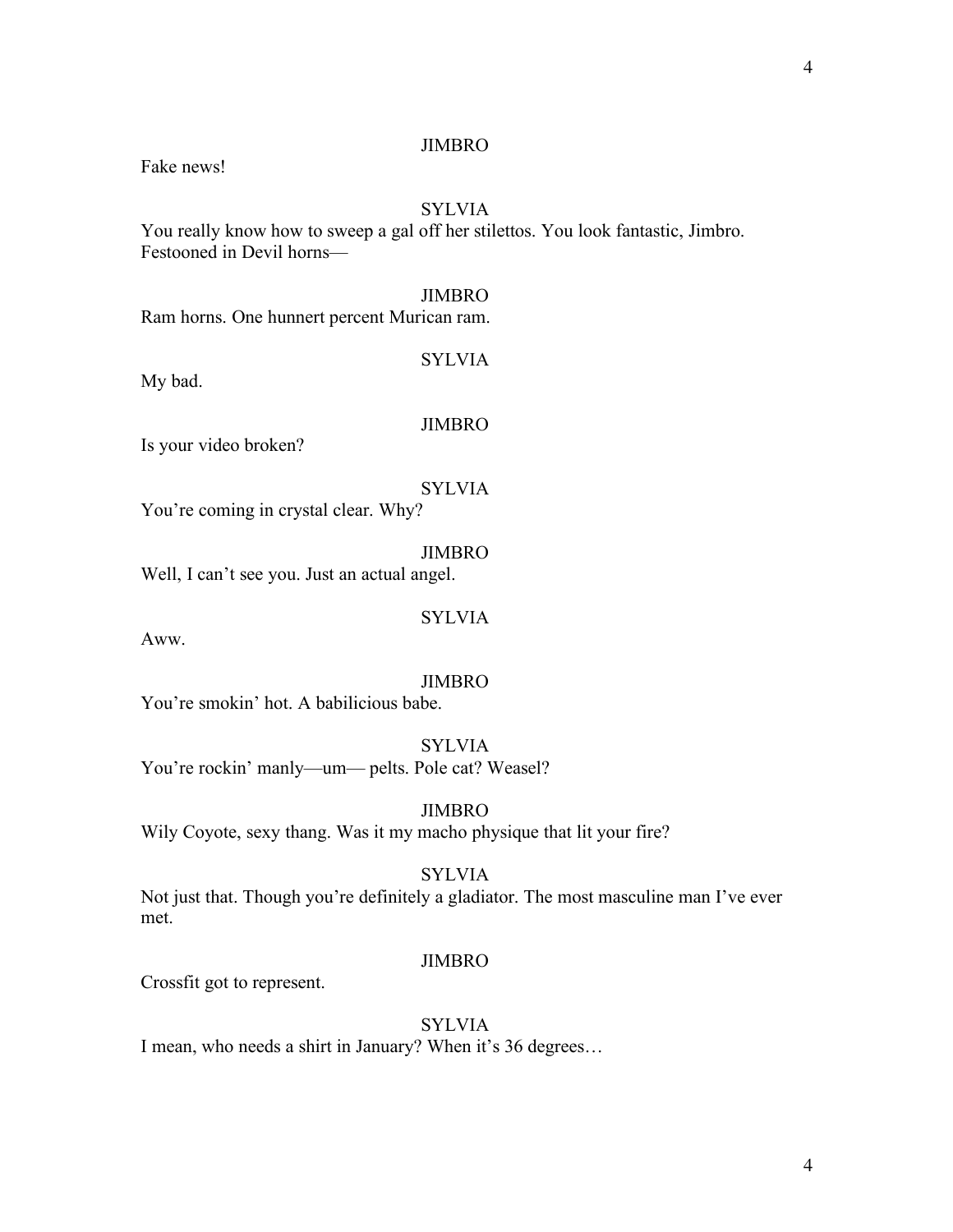JIMBRO

Fake news!

SYLVIA

You really know how to sweep a gal off her stilettos. You look fantastic, Jimbro. Festooned in Devil horns—

JIMBRO

Ram horns. One hunnert percent Murican ram.

SYLVIA

My bad.

JIMBRO

Is your video broken?

SYLVIA

You're coming in crystal clear. Why?

JIMBRO

Well, I can't see you. Just an actual angel.

SYLVIA

Aww.

JIMBRO

You're smokin' hot. A babilicious babe.

SYLVIA

You're rockin' manly—um— pelts. Pole cat? Weasel?

JIMBRO

Wily Coyote, sexy thang. Was it my macho physique that lit your fire?

SYLVIA

Not just that. Though you're definitely a gladiator. The most masculine man I've ever met.

JIMBRO

Crossfit got to represent.

SYLVIA

I mean, who needs a shirt in January? When it's 36 degrees…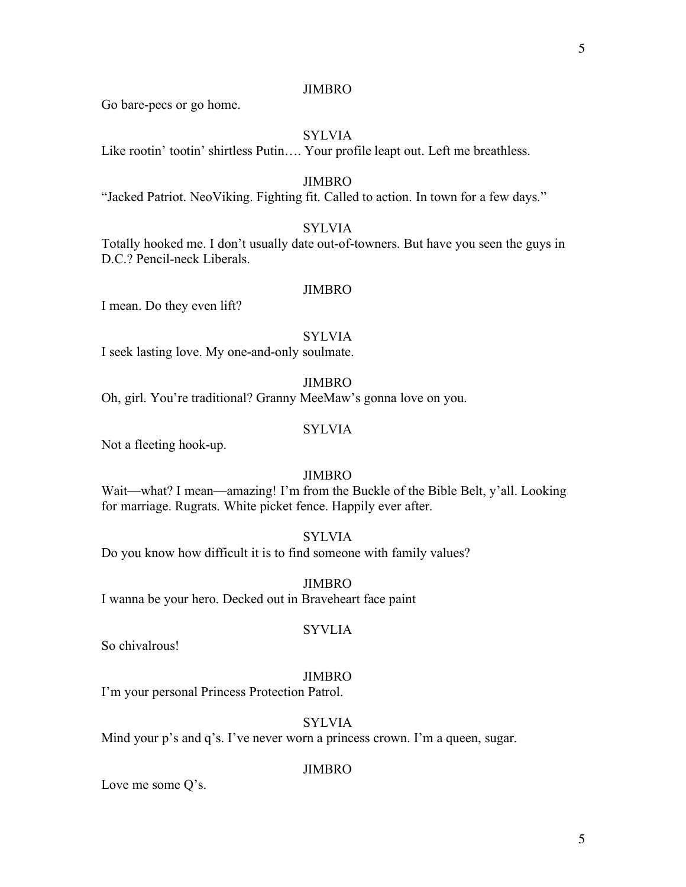JIMBRO

Go bare-pecs or go home.

SYLVIA

Like rootin' tootin' shirtless Putin…. Your profile leapt out. Left me breathless.

JIMBRO

"Jacked Patriot. NeoViking. Fighting fit. Called to action. In town for a few days."

SYLVIA

Totally hooked me. I don't usually date out-of-towners. But have you seen the guys in D.C.? Pencil-neck Liberals.

JIMBRO

I mean. Do they even lift?

SYLVIA

I seek lasting love. My one-and-only soulmate.

JIMBRO

Oh, girl. You're traditional? Granny MeeMaw's gonna love on you.

SYLVIA

Not a fleeting hook-up.

JIMBRO

Wait—what? I mean—amazing! I'm from the Buckle of the Bible Belt, y'all. Looking for marriage. Rugrats. White picket fence. Happily ever after.

SYLVIA

Do you know how difficult it is to find someone with family values?

JIMBRO

I wanna be your hero. Decked out in Braveheart face paint

SYVLIA

So chivalrous!

JIMBRO

I'm your personal Princess Protection Patrol.

SYLVIA

Mind your p's and q's. I've never worn a princess crown. I'm a queen, sugar.

JIMBRO

Love me some Q's.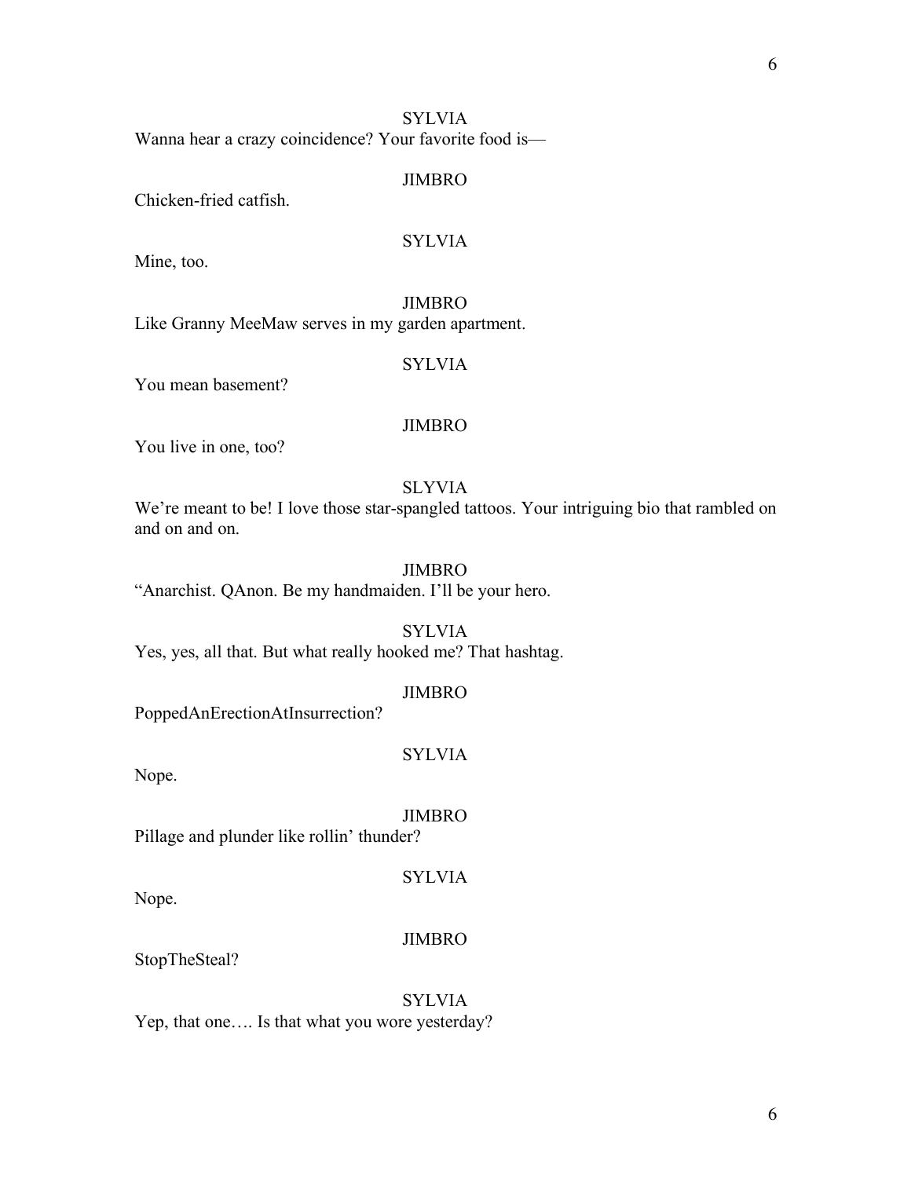SYLVIA

Wanna hear a crazy coincidence? Your favorite food is—

JIMBRO

Chicken-fried catfish.

SYLVIA

Mine, too.

JIMBRO

Like Granny MeeMaw serves in my garden apartment.

SYLVIA

You mean basement?

JIMBRO

You live in one, too?

SLYVIA

We're meant to be! I love those star-spangled tattoos. Your intriguing bio that rambled on and on and on.

JIMBRO

"Anarchist. QAnon. Be my handmaiden. I'll be your hero.

SYLVIA

Yes, yes, all that. But what really hooked me? That hashtag.

JIMBRO

PoppedAnErectionAtInsurrection?

SYLVIA

Nope.

JIMBRO

Pillage and plunder like rollin' thunder?

SYLVIA

Nope.

JIMBRO

StopTheSteal?

SYLVIA

Yep, that one…. Is that what you wore yesterday?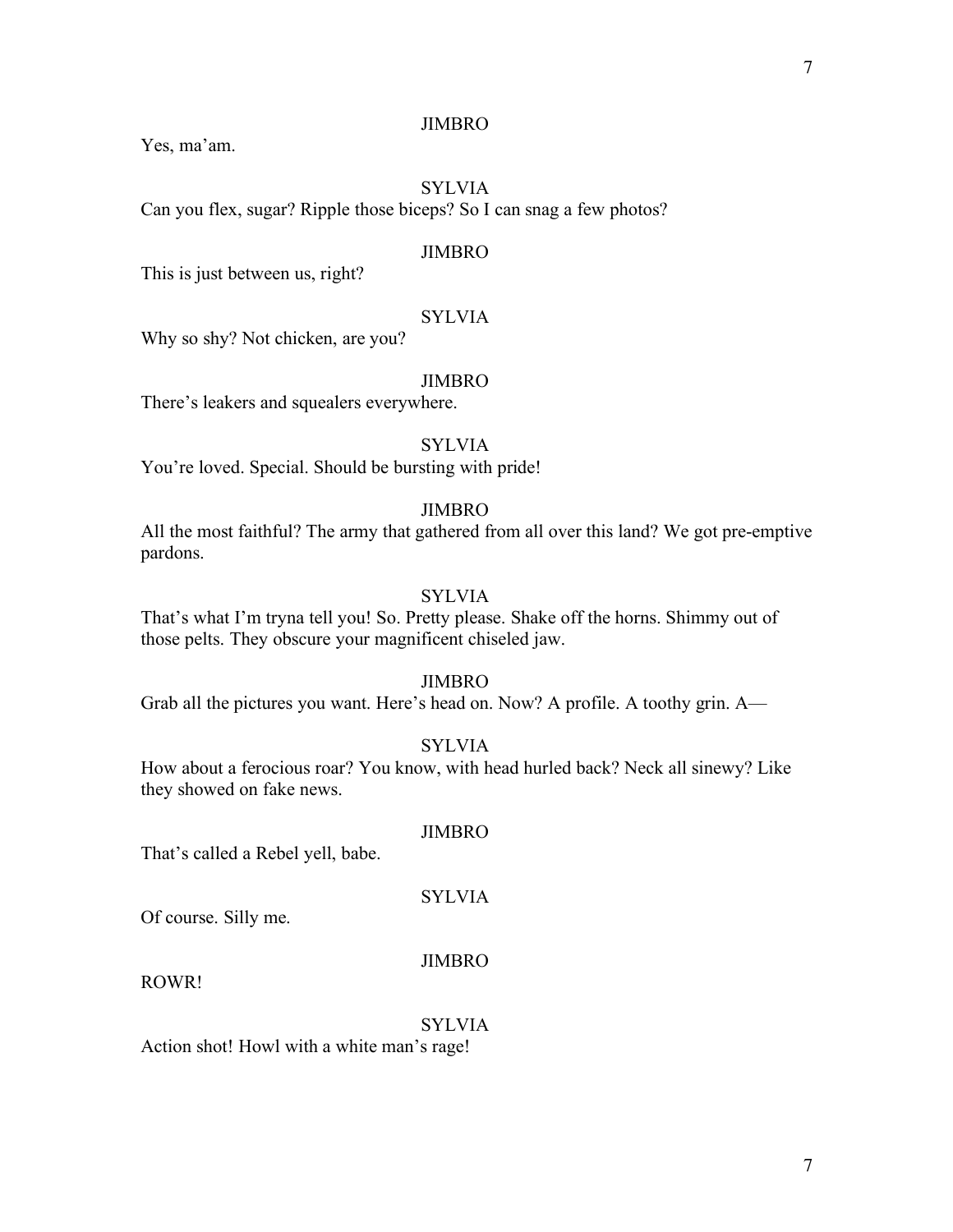JIMBRO

Yes, ma'am.

SYLVIA

Can you flex, sugar? Ripple those biceps? So I can snag a few photos?

JIMBRO

This is just between us, right?

SYLVIA

Why so shy? Not chicken, are you?

JIMBRO

There's leakers and squealers everywhere.

SYLVIA

You're loved. Special. Should be bursting with pride!

JIMBRO

All the most faithful? The army that gathered from all over this land? We got pre-emptive pardons.

SYLVIA

That's what I'm tryna tell you! So. Pretty please. Shake off the horns. Shimmy out of those pelts. They obscure your magnificent chiseled jaw.

JIMBRO

Grab all the pictures you want. Here's head on. Now? A profile. A toothy grin. A—

SYLVIA

How about a ferocious roar? You know, with head hurled back? Neck all sinewy? Like they showed on fake news.

JIMBRO

That's called a Rebel yell, babe.

SYLVIA

Of course. Silly me.

JIMBRO

ROWR!

SYLVIA

Action shot! Howl with a white man's rage!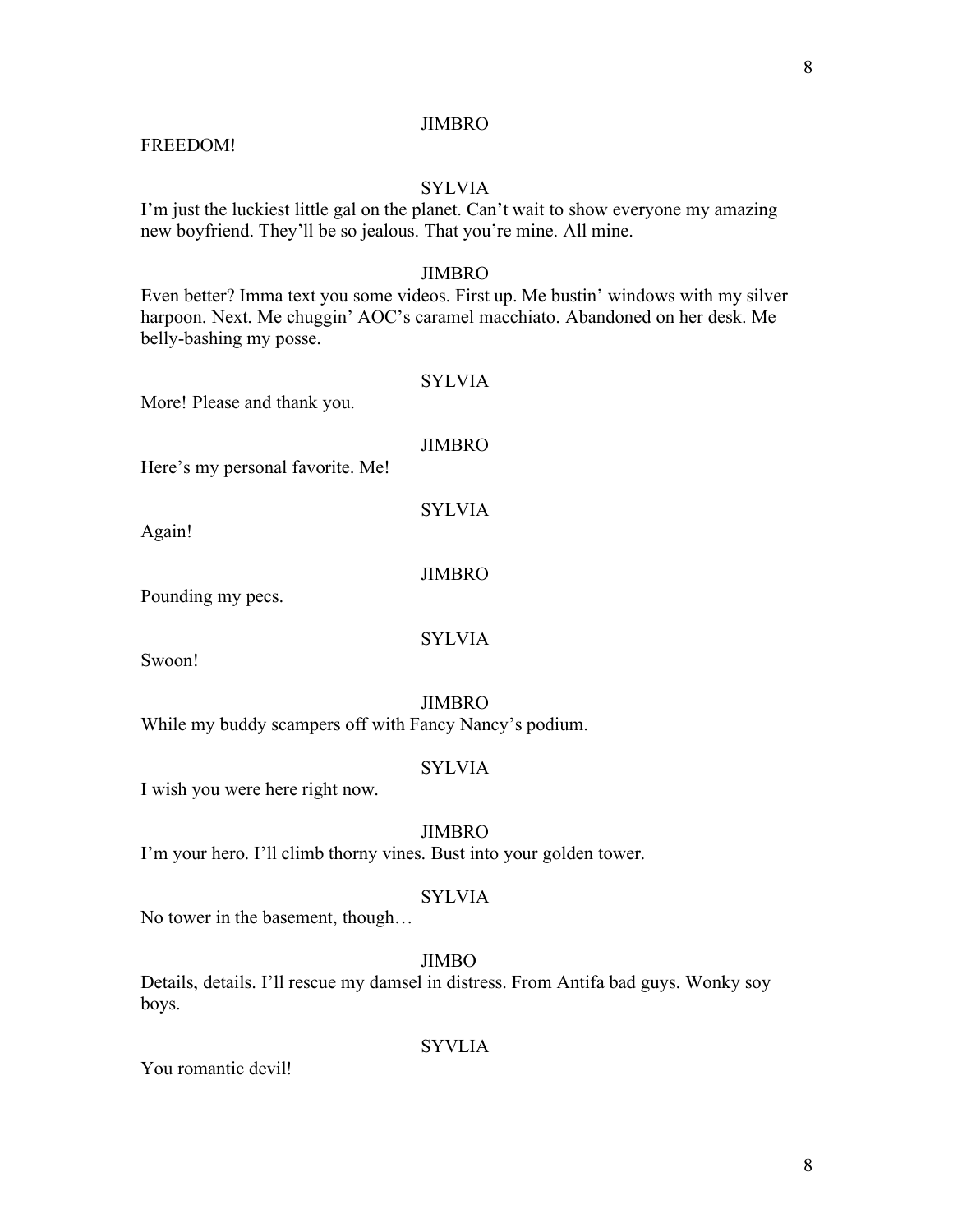JIMBRO

FREEDOM!

SYLVIA

I'm just the luckiest little gal on the planet. Can't wait to show everyone my amazing new boyfriend. They'll be so jealous. That you're mine. All mine.

JIMBRO

Even better? Imma text you some videos. First up. Me bustin' windows with my silver harpoon. Next. Me chuggin' AOC's caramel macchiato. Abandoned on her desk. Me belly-bashing my posse.

SYLVIA

More! Please and thank you.

JIMBRO

Here's my personal favorite. Me!

SYLVIA

Again!

JIMBRO

Pounding my pecs.

SYLVIA

Swoon!

JIMBRO

While my buddy scampers off with Fancy Nancy's podium.

SYLVIA

I wish you were here right now.

JIMBRO

I'm your hero. I'll climb thorny vines. Bust into your golden tower.

SYLVIA

No tower in the basement, though…

JIMBO

Details, details. I'll rescue my damsel in distress. From Antifa bad guys. Wonky soy boys.

SYVLIA

You romantic devil!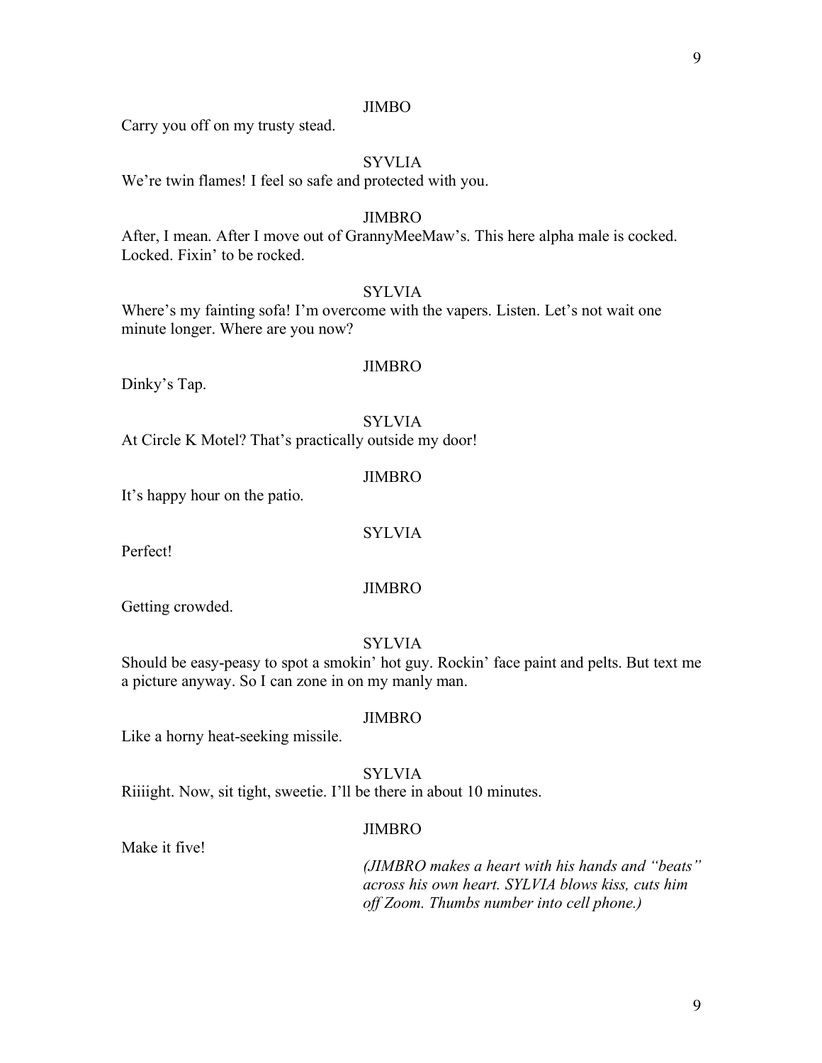JIMBO

Carry you off on my trusty stead.

SYVLIA

We're twin flames! I feel so safe and protected with you.

JIMBRO

After, I mean. After I move out of GrannyMeeMaw's. This here alpha male is cocked. Locked. Fixin' to be rocked.

SYLVIA

Where's my fainting sofa! I'm overcome with the vapers. Listen. Let's not wait one minute longer. Where are you now?

JIMBRO

Dinky's Tap.

SYLVIA

At Circle K Motel? That's practically outside my door!

JIMBRO

It's happy hour on the patio.

SYLVIA

Perfect!

JIMBRO

Getting crowded.

SYLVIA

Should be easy-peasy to spot a smokin' hot guy. Rockin' face paint and pelts. But text me a picture anyway. So I can zone in on my manly man.

JIMBRO

Like a horny heat-seeking missile.

SYLVIA

Riiiight. Now, sit tight, sweetie. I'll be there in about 10 minutes.

JIMBRO

Make it five!

*(JIMBRO makes a heart with his hands and "beats" across his own heart. SYLVIA blows kiss, cuts him off Zoom. Thumbs number into cell phone.)*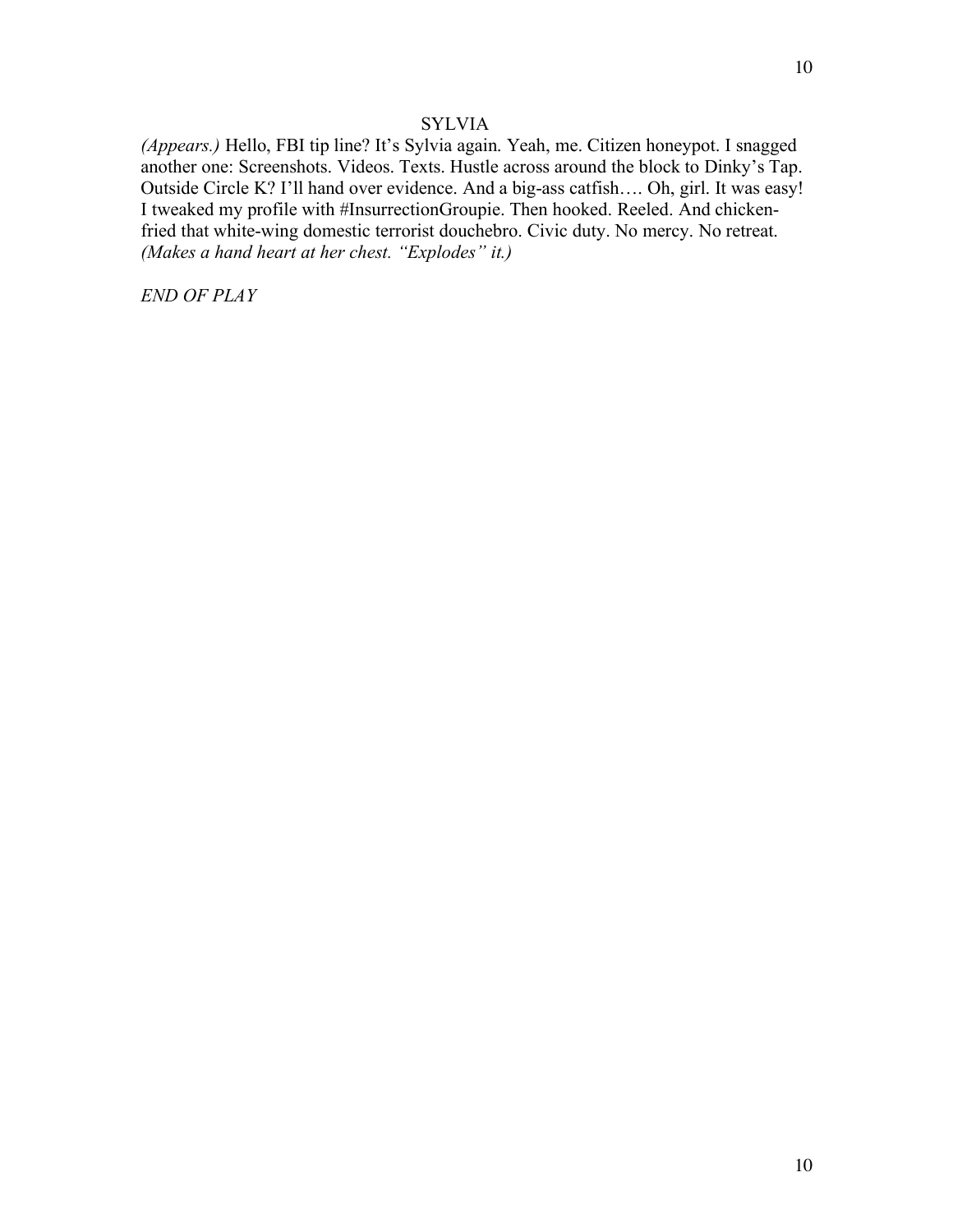SYLVIA

*(Appears.)* Hello, FBI tip line? It's Sylvia again. Yeah, me. Citizen honeypot. I snagged another one: Screenshots. Videos. Texts. Hustle across around the block to Dinky's Tap. Outside Circle K? I'll hand over evidence. And a big-ass catfish…. Oh, girl. It was easy! I tweaked my profile with #InsurrectionGroupie. Then hooked. Reeled. And chicken-fried that white-wing domestic terrorist douchebro. Civic duty. No mercy. No retreat. *(Makes a hand heart at her chest. "Explodes" it.)*

*END OF PLAY*